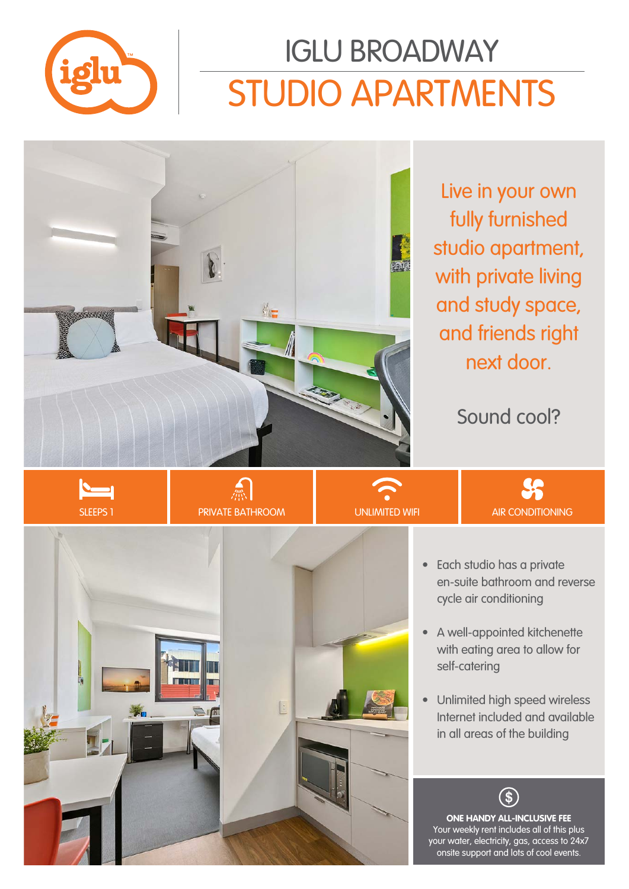# IGLU BROADWAY

# STUDIO APARTMENTS

Live in your own fully furnished studio apartment, with private living and study space, and friends right next door.

Sound cool?

SLEEPS 1 | PRIVATE BATHROOM | UNLIMITED WIFI | AIR CONDITIONING

- Each studio has a private en-suite bathroom and reverse cycle air conditioning
- A well-appointed kitchenette with eating area to allow for self-catering
- Unlimited high speed wireless Internet included and available in all areas of the building

**ONE HANDY ALL-INCLUSIVE FEE**
Your weekly rent includes all of this plus your water, electricity, gas, access to 24x7 onsite support and lots of cool events.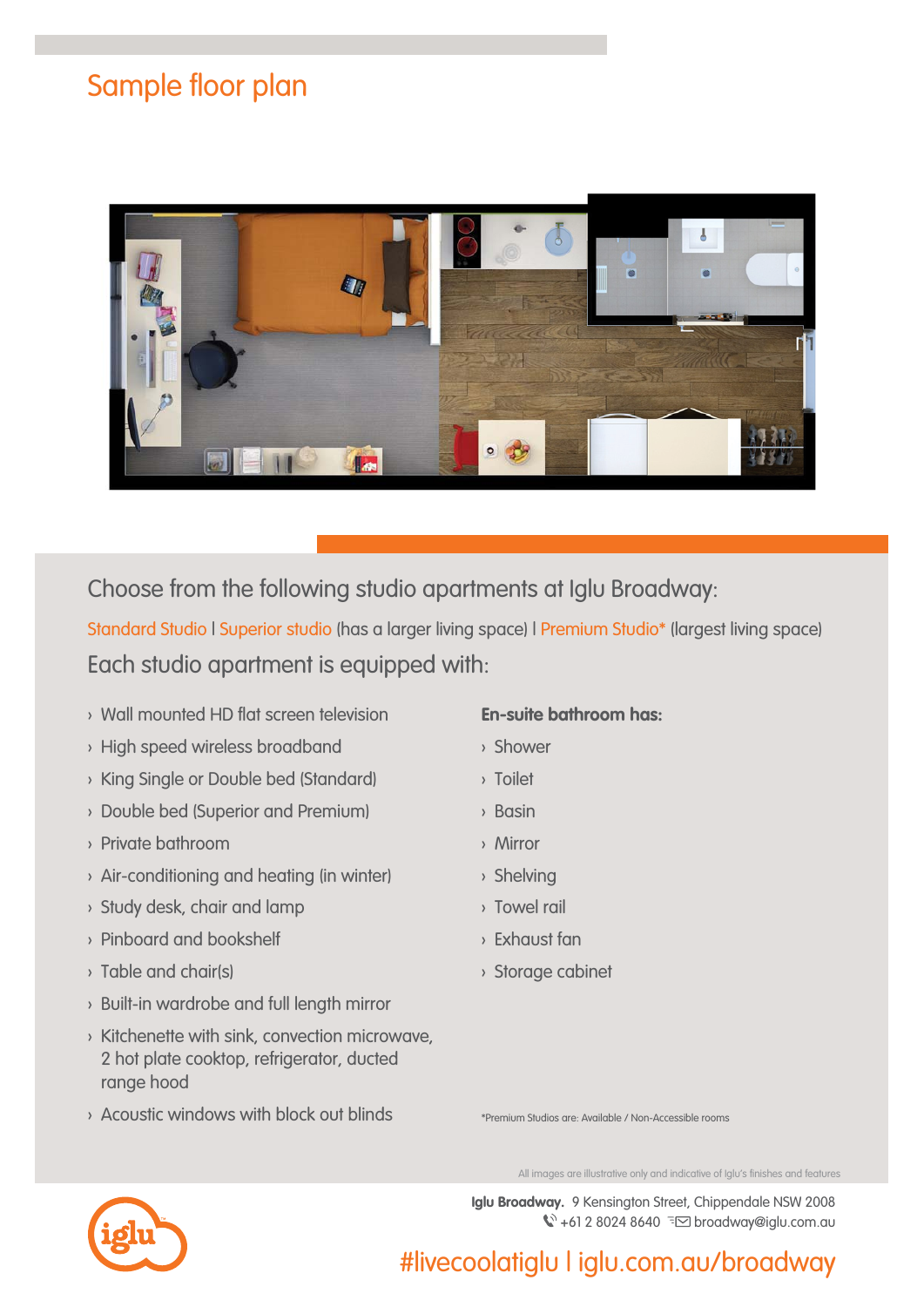# Sample floor plan

## Choose from the following studio apartments at Iglu Broadway:

Standard Studio | Superior studio (has a larger living space) | Premium Studio* (largest living space)

## Each studio apartment is equipped with:

- Wall mounted HD flat screen television
- High speed wireless broadband
- King Single or Double bed (Standard)
- Double bed (Superior and Premium)
- Private bathroom
- Air-conditioning and heating (in winter)
- Study desk, chair and lamp
- Pinboard and bookshelf
- Table and chair(s)
- Built-in wardrobe and full length mirror
- Kitchenette with sink, convection microwave, 2 hot plate cooktop, refrigerator, ducted range hood
- Acoustic windows with block out blinds

**En-suite bathroom has:**

- Shower
- Toilet
- Basin
- Mirror
- Shelving
- Towel rail
- Exhaust fan
- Storage cabinet

*Premium Studios are: Available / Non-Accessible rooms

All images are illustrative only and indicative of Iglu's finishes and features

**Iglu Broadway.** 9 Kensington Street, Chippendale NSW 2008
+61 2 8024 8640 broadway@iglu.com.au

#livecoolatiglu | iglu.com.au/broadway